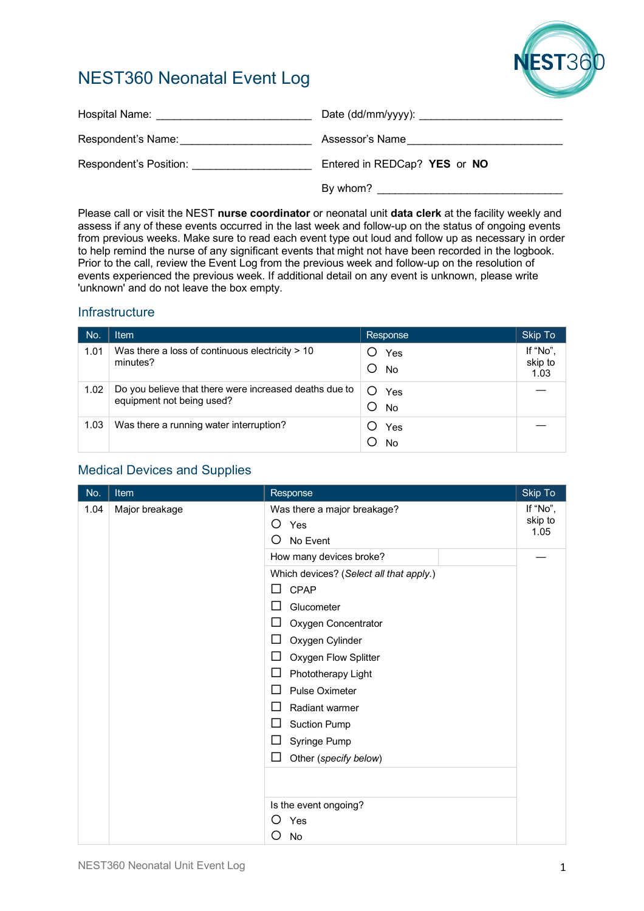# NEST360 Neonatal Event Log

Hospital Name: ___________________________ Date (dd/mm/yyyy): ________________________

Respondent's Name: ______________________ Assessor's Name __________________________

Respondent's Position: ____________________ Entered in REDCap? **YES** or **NO**

By whom? ________________________________

Please call or visit the NEST **nurse coordinator** or neonatal unit **data clerk** at the facility weekly and assess if any of these events occurred in the last week and follow-up on the status of ongoing events from previous weeks. Make sure to read each event type out loud and follow up as necessary in order to help remind the nurse of any significant events that might not have been recorded in the logbook. Prior to the call, review the Event Log from the previous week and follow-up on the resolution of events experienced the previous week. If additional detail on any event is unknown, please write 'unknown' and do not leave the box empty.

## Infrastructure

| No. | Item | Response | Skip To |
|---|---|---|---|
| 1.01 | Was there a loss of continuous electricity > 10 minutes? | ○ Yes<br>○ No | If "No", skip to 1.03 |
| 1.02 | Do you believe that there were increased deaths due to equipment not being used? | ○ Yes<br>○ No | — |
| 1.03 | Was there a running water interruption? | ○ Yes<br>○ No | — |

## Medical Devices and Supplies

| No. | Item | Response | Skip To |
|---|---|---|---|
| 1.04 | Major breakage | Was there a major breakage?<br>○ Yes<br>○ No Event | If "No", skip to 1.05 |
| | | How many devices broke? | — |
| | | Which devices? (*Select all that apply.*)<br>☐ CPAP<br>☐ Glucometer<br>☐ Oxygen Concentrator<br>☐ Oxygen Cylinder<br>☐ Oxygen Flow Splitter<br>☐ Phototherapy Light<br>☐ Pulse Oximeter<br>☐ Radiant warmer<br>☐ Suction Pump<br>☐ Syringe Pump<br>☐ Other (*specify below*) | |
| | | | |
| | | Is the event ongoing?<br>○ Yes<br>○ No | |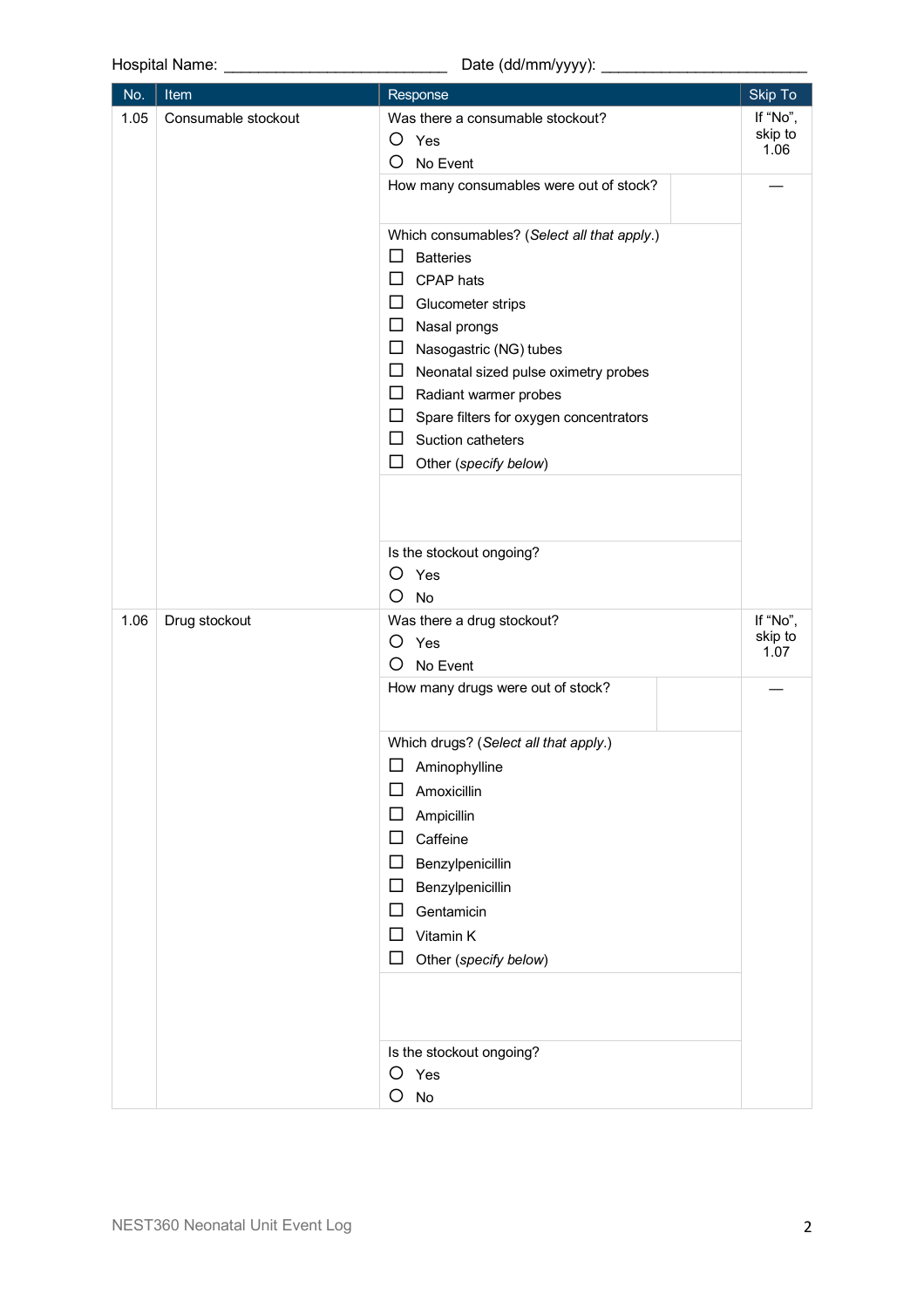Hospital Name: _________________________ Date (dd/mm/yyyy): _______________________

| No. | Item | Response | Skip To |
|---|---|---|---|
| 1.05 | Consumable stockout | Was there a consumable stockout?<br>○ Yes<br>○ No Event | If "No", skip to 1.06 |
| | | How many consumables were out of stock? | — |
| | | Which consumables? (*Select all that apply.*)<br>☐ Batteries<br>☐ CPAP hats<br>☐ Glucometer strips<br>☐ Nasal prongs<br>☐ Nasogastric (NG) tubes<br>☐ Neonatal sized pulse oximetry probes<br>☐ Radiant warmer probes<br>☐ Spare filters for oxygen concentrators<br>☐ Suction catheters<br>☐ Other (*specify below*) | |
| | | | |
| | | Is the stockout ongoing?<br>○ Yes<br>○ No | |
| 1.06 | Drug stockout | Was there a drug stockout?<br>○ Yes<br>○ No Event | If "No", skip to 1.07 |
| | | How many drugs were out of stock? | — |
| | | Which drugs? (*Select all that apply.*)<br>☐ Aminophylline<br>☐ Amoxicillin<br>☐ Ampicillin<br>☐ Caffeine<br>☐ Benzylpenicillin<br>☐ Benzylpenicillin<br>☐ Gentamicin<br>☐ Vitamin K<br>☐ Other (*specify below*) | |
| | | | |
| | | Is the stockout ongoing?<br>○ Yes<br>○ No | |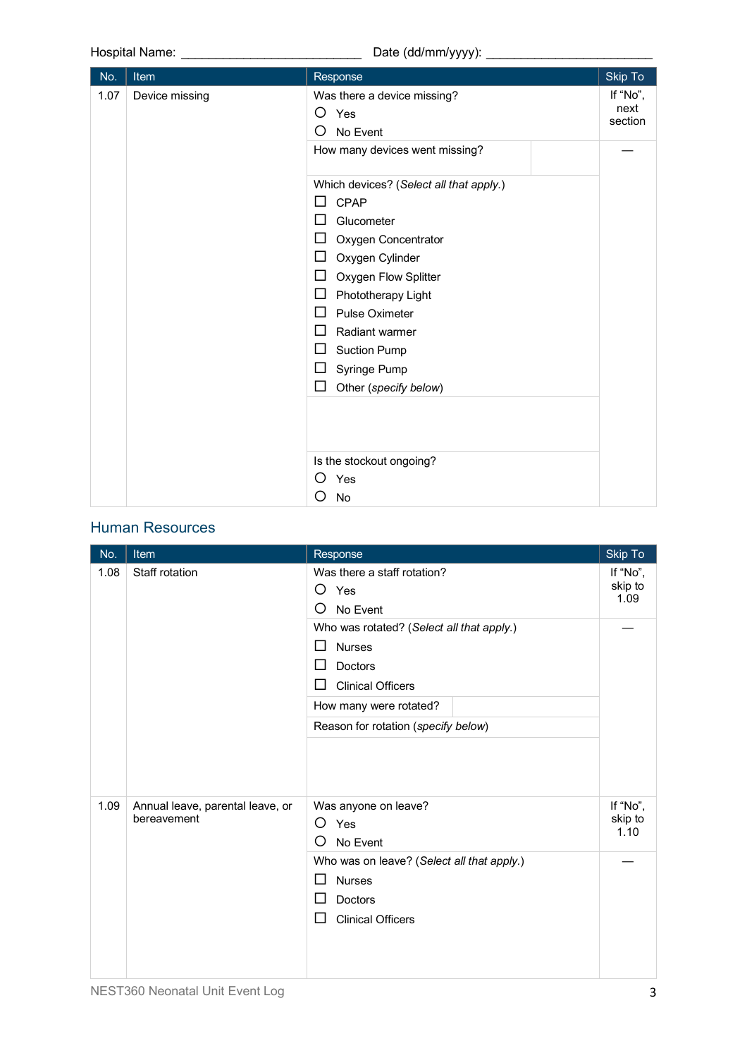Hospital Name: _________________________ Date (dd/mm/yyyy): _______________________

| No. | Item | Response | Skip To |
|---|---|---|---|
| 1.07 | Device missing | Was there a device missing?<br>○ Yes<br>○ No Event | If "No", next section |
| | | How many devices went missing? | — |
| | | Which devices? (*Select all that apply.*)<br>☐ CPAP<br>☐ Glucometer<br>☐ Oxygen Concentrator<br>☐ Oxygen Cylinder<br>☐ Oxygen Flow Splitter<br>☐ Phototherapy Light<br>☐ Pulse Oximeter<br>☐ Radiant warmer<br>☐ Suction Pump<br>☐ Syringe Pump<br>☐ Other (*specify below*) | |
| | | | |
| | | Is the stockout ongoing?<br>○ Yes<br>○ No | |

## Human Resources

| No. | Item | Response | Skip To |
|---|---|---|---|
| 1.08 | Staff rotation | Was there a staff rotation?<br>○ Yes<br>○ No Event | If "No", skip to 1.09 |
| | | Who was rotated? (*Select all that apply.*)<br>☐ Nurses<br>☐ Doctors<br>☐ Clinical Officers | — |
| | | How many were rotated? | |
| | | Reason for rotation (*specify below*) | |
| | | | |
| 1.09 | Annual leave, parental leave, or bereavement | Was anyone on leave?<br>○ Yes<br>○ No Event | If "No", skip to 1.10 |
| | | Who was on leave? (*Select all that apply.*)<br>☐ Nurses<br>☐ Doctors<br>☐ Clinical Officers | — |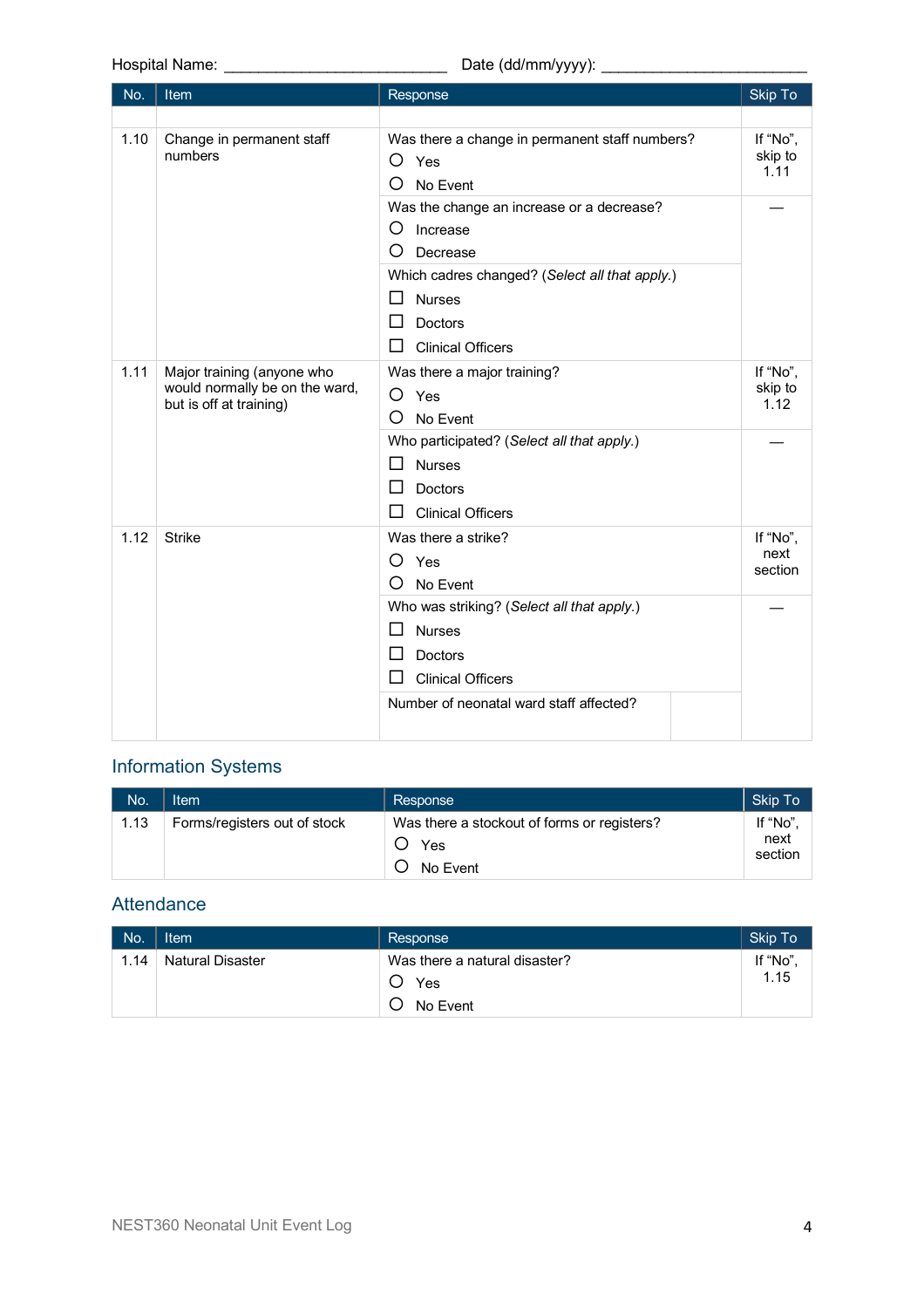Hospital Name: ________________________ Date (dd/mm/yyyy): ______________________

| No. | Item | Response | Skip To |
|---|---|---|---|
| | | | |
| 1.10 | Change in permanent staff numbers | Was there a change in permanent staff numbers?<br>○ Yes<br>○ No Event | If "No", skip to 1.11 |
| | | Was the change an increase or a decrease?<br>○ Increase<br>○ Decrease | — |
| | | Which cadres changed? (*Select all that apply.*)<br>☐ Nurses<br>☐ Doctors<br>☐ Clinical Officers | |
| 1.11 | Major training (anyone who would normally be on the ward, but is off at training) | Was there a major training?<br>○ Yes<br>○ No Event | If "No", skip to 1.12 |
| | | Who participated? (*Select all that apply.*)<br>☐ Nurses<br>☐ Doctors<br>☐ Clinical Officers | — |
| 1.12 | Strike | Was there a strike?<br>○ Yes<br>○ No Event | If "No", next section |
| | | Who was striking? (*Select all that apply.*)<br>☐ Nurses<br>☐ Doctors<br>☐ Clinical Officers | — |
| | | Number of neonatal ward staff affected? | |

## Information Systems

| No. | Item | Response | Skip To |
|---|---|---|---|
| 1.13 | Forms/registers out of stock | Was there a stockout of forms or registers?<br>○ Yes<br>○ No Event | If "No", next section |

## Attendance

| No. | Item | Response | Skip To |
|---|---|---|---|
| 1.14 | Natural Disaster | Was there a natural disaster?<br>○ Yes<br>○ No Event | If "No", 1.15 |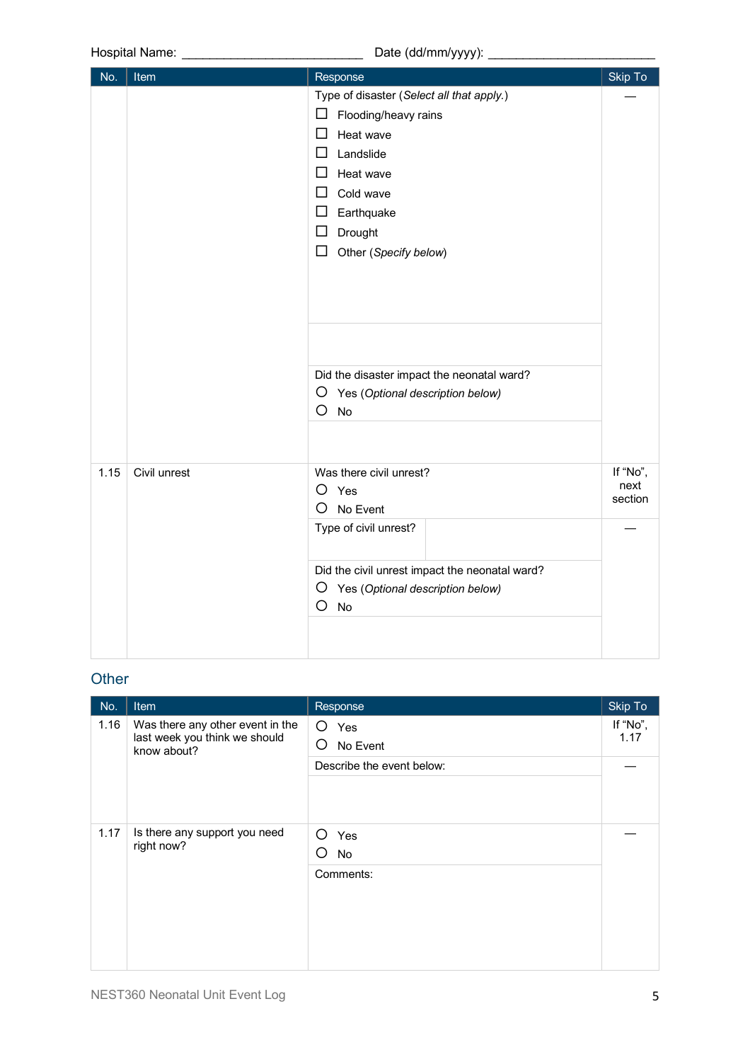Hospital Name: ________________________ Date (dd/mm/yyyy): ______________________

| No. | Item | Response | Skip To |
|---|---|---|---|
| | | Type of disaster (*Select all that apply.*)<br>☐ Flooding/heavy rains<br>☐ Heat wave<br>☐ Landslide<br>☐ Heat wave<br>☐ Cold wave<br>☐ Earthquake<br>☐ Drought<br>☐ Other (*Specify below*) | — |
| | | | |
| | | Did the disaster impact the neonatal ward?<br>○ Yes (*Optional description below)*<br>○ No | |
| | | | |
| 1.15 | Civil unrest | Was there civil unrest?<br>○ Yes<br>○ No Event | If "No", next section |
| | | Type of civil unrest? | — |
| | | Did the civil unrest impact the neonatal ward?<br>○ Yes (*Optional description below)*<br>○ No | |
| | | | |

## Other

| No. | Item | Response | Skip To |
|---|---|---|---|
| 1.16 | Was there any other event in the last week you think we should know about? | ○ Yes<br>○ No Event | If "No", 1.17 |
| | | Describe the event below: | — |
| | | | |
| 1.17 | Is there any support you need right now? | ○ Yes<br>○ No | — |
| | | Comments: | |

NEST360 Neonatal Unit Event Log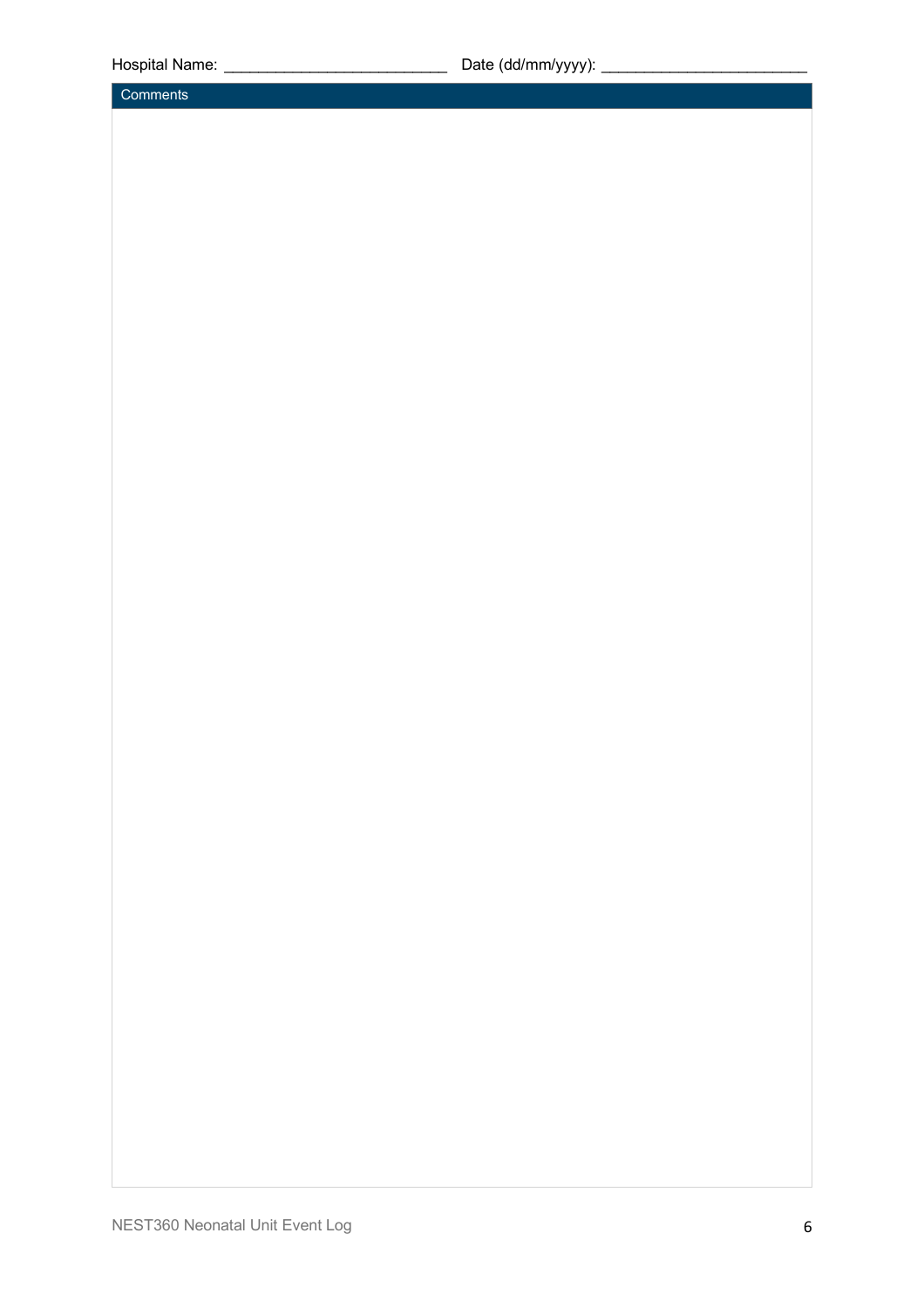Hospital Name: _________________________ Date (dd/mm/yyyy): _______________________

| Comments |
| --- |
| |